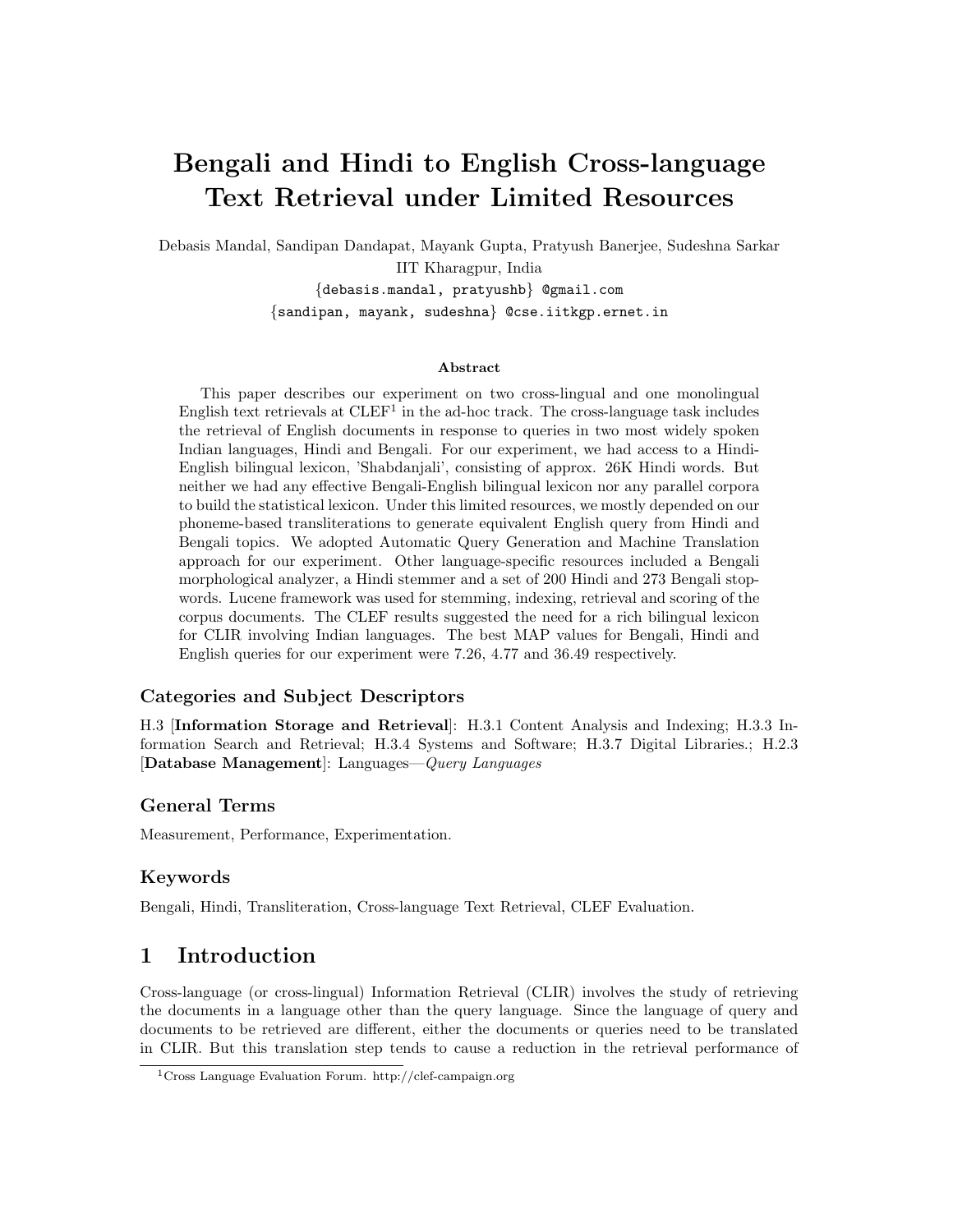# Bengali and Hindi to English Cross-language Text Retrieval under Limited Resources

Debasis Mandal, Sandipan Dandapat, Mayank Gupta, Pratyush Banerjee, Sudeshna Sarkar
IIT Kharagpur, India
{debasis.mandal, pratyushb} @gmail.com
{sandipan, mayank, sudeshna} @cse.iitkgp.ernet.in

### Abstract

This paper describes our experiment on two cross-lingual and one monolingual English text retrievals at CLEF[1] in the ad-hoc track. The cross-language task includes the retrieval of English documents in response to queries in two most widely spoken Indian languages, Hindi and Bengali. For our experiment, we had access to a Hindi-English bilingual lexicon, 'Shabdanjali', consisting of approx. 26K Hindi words. But neither we had any effective Bengali-English bilingual lexicon nor any parallel corpora to build the statistical lexicon. Under this limited resources, we mostly depended on our phoneme-based transliterations to generate equivalent English query from Hindi and Bengali topics. We adopted Automatic Query Generation and Machine Translation approach for our experiment. Other language-specific resources included a Bengali morphological analyzer, a Hindi stemmer and a set of 200 Hindi and 273 Bengali stop-words. Lucene framework was used for stemming, indexing, retrieval and scoring of the corpus documents. The CLEF results suggested the need for a rich bilingual lexicon for CLIR involving Indian languages. The best MAP values for Bengali, Hindi and English queries for our experiment were 7.26, 4.77 and 36.49 respectively.

### Categories and Subject Descriptors

H.3 [**Information Storage and Retrieval**]: H.3.1 Content Analysis and Indexing; H.3.3 Information Search and Retrieval; H.3.4 Systems and Software; H.3.7 Digital Libraries.; H.2.3 [**Database Management**]: Languages—*Query Languages*

### General Terms

Measurement, Performance, Experimentation.

### Keywords

Bengali, Hindi, Transliteration, Cross-language Text Retrieval, CLEF Evaluation.

## 1 Introduction

Cross-language (or cross-lingual) Information Retrieval (CLIR) involves the study of retrieving the documents in a language other than the query language. Since the language of query and documents to be retrieved are different, either the documents or queries need to be translated in CLIR. But this translation step tends to cause a reduction in the retrieval performance of

[1] Cross Language Evaluation Forum. http://clef-campaign.org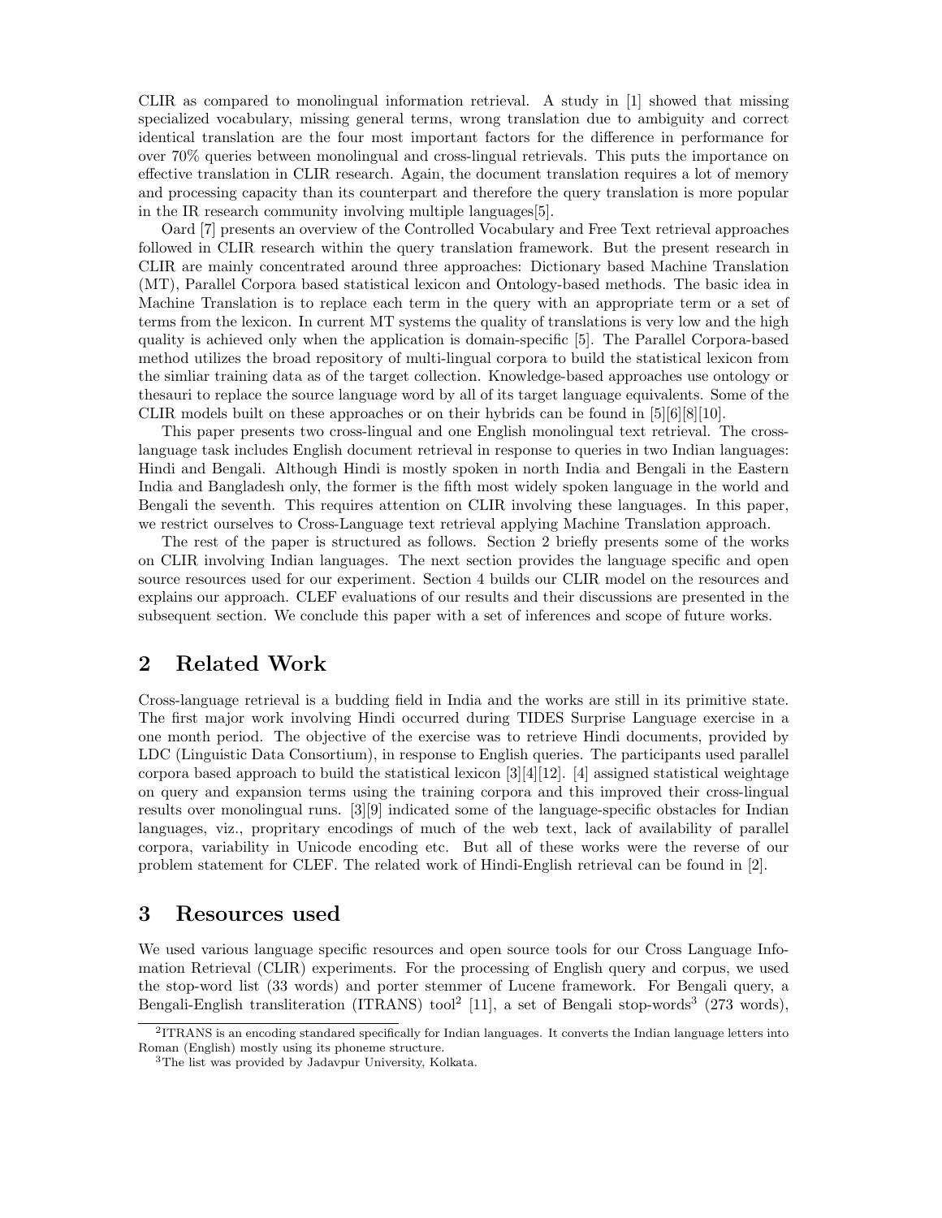CLIR as compared to monolingual information retrieval. A study in [1] showed that missing specialized vocabulary, missing general terms, wrong translation due to ambiguity and correct identical translation are the four most important factors for the difference in performance for over 70% queries between monolingual and cross-lingual retrievals. This puts the importance on effective translation in CLIR research. Again, the document translation requires a lot of memory and processing capacity than its counterpart and therefore the query translation is more popular in the IR research community involving multiple languages[5].

Oard [7] presents an overview of the Controlled Vocabulary and Free Text retrieval approaches followed in CLIR research within the query translation framework. But the present research in CLIR are mainly concentrated around three approaches: Dictionary based Machine Translation (MT), Parallel Corpora based statistical lexicon and Ontology-based methods. The basic idea in Machine Translation is to replace each term in the query with an appropriate term or a set of terms from the lexicon. In current MT systems the quality of translations is very low and the high quality is achieved only when the application is domain-specific [5]. The Parallel Corpora-based method utilizes the broad repository of multi-lingual corpora to build the statistical lexicon from the simliar training data as of the target collection. Knowledge-based approaches use ontology or thesauri to replace the source language word by all of its target language equivalents. Some of the CLIR models built on these approaches or on their hybrids can be found in [5][6][8][10].

This paper presents two cross-lingual and one English monolingual text retrieval. The cross-language task includes English document retrieval in response to queries in two Indian languages: Hindi and Bengali. Although Hindi is mostly spoken in north India and Bengali in the Eastern India and Bangladesh only, the former is the fifth most widely spoken language in the world and Bengali the seventh. This requires attention on CLIR involving these languages. In this paper, we restrict ourselves to Cross-Language text retrieval applying Machine Translation approach.

The rest of the paper is structured as follows. Section 2 briefly presents some of the works on CLIR involving Indian languages. The next section provides the language specific and open source resources used for our experiment. Section 4 builds our CLIR model on the resources and explains our approach. CLEF evaluations of our results and their discussions are presented in the subsequent section. We conclude this paper with a set of inferences and scope of future works.

## 2 Related Work

Cross-language retrieval is a budding field in India and the works are still in its primitive state. The first major work involving Hindi occurred during TIDES Surprise Language exercise in a one month period. The objective of the exercise was to retrieve Hindi documents, provided by LDC (Linguistic Data Consortium), in response to English queries. The participants used parallel corpora based approach to build the statistical lexicon [3][4][12]. [4] assigned statistical weightage on query and expansion terms using the training corpora and this improved their cross-lingual results over monolingual runs. [3][9] indicated some of the language-specific obstacles for Indian languages, viz., propritary encodings of much of the web text, lack of availability of parallel corpora, variability in Unicode encoding etc. But all of these works were the reverse of our problem statement for CLEF. The related work of Hindi-English retrieval can be found in [2].

## 3 Resources used

We used various language specific resources and open source tools for our Cross Language Infomation Retrieval (CLIR) experiments. For the processing of English query and corpus, we used the stop-word list (33 words) and porter stemmer of Lucene framework. For Bengali query, a Bengali-English transliteration (ITRANS) tool[2] [11], a set of Bengali stop-words[3] (273 words),

[2] ITRANS is an encoding standared specifically for Indian languages. It converts the Indian language letters into Roman (English) mostly using its phoneme structure.

[3] The list was provided by Jadavpur University, Kolkata.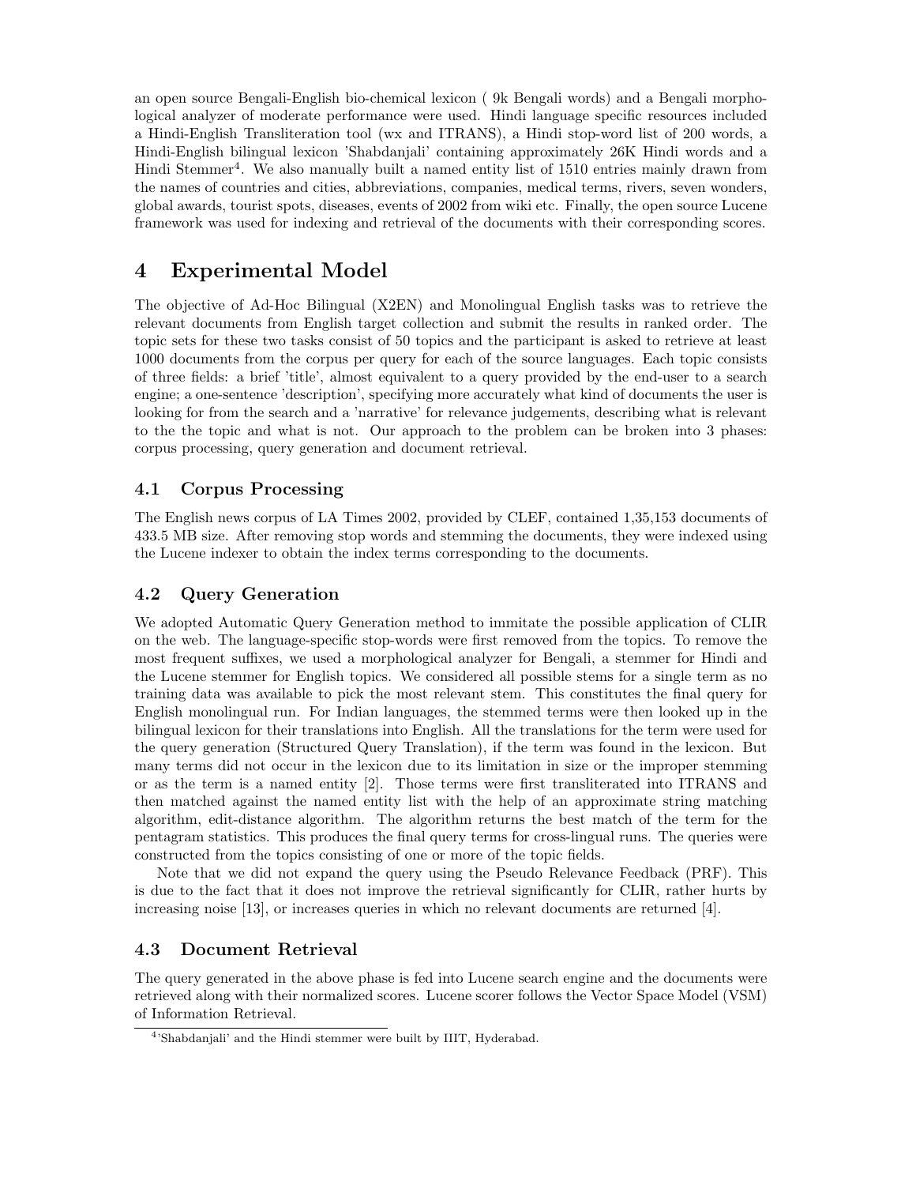an open source Bengali-English bio-chemical lexicon ( 9k Bengali words) and a Bengali morphological analyzer of moderate performance were used. Hindi language specific resources included a Hindi-English Transliteration tool (wx and ITRANS), a Hindi stop-word list of 200 words, a Hindi-English bilingual lexicon 'Shabdanjali' containing approximately 26K Hindi words and a Hindi Stemmer[4]. We also manually built a named entity list of 1510 entries mainly drawn from the names of countries and cities, abbreviations, companies, medical terms, rivers, seven wonders, global awards, tourist spots, diseases, events of 2002 from wiki etc. Finally, the open source Lucene framework was used for indexing and retrieval of the documents with their corresponding scores.

# 4 Experimental Model

The objective of Ad-Hoc Bilingual (X2EN) and Monolingual English tasks was to retrieve the relevant documents from English target collection and submit the results in ranked order. The topic sets for these two tasks consist of 50 topics and the participant is asked to retrieve at least 1000 documents from the corpus per query for each of the source languages. Each topic consists of three fields: a brief 'title', almost equivalent to a query provided by the end-user to a search engine; a one-sentence 'description', specifying more accurately what kind of documents the user is looking for from the search and a 'narrative' for relevance judgements, describing what is relevant to the the topic and what is not. Our approach to the problem can be broken into 3 phases: corpus processing, query generation and document retrieval.

## 4.1 Corpus Processing

The English news corpus of LA Times 2002, provided by CLEF, contained 1,35,153 documents of 433.5 MB size. After removing stop words and stemming the documents, they were indexed using the Lucene indexer to obtain the index terms corresponding to the documents.

## 4.2 Query Generation

We adopted Automatic Query Generation method to immitate the possible application of CLIR on the web. The language-specific stop-words were first removed from the topics. To remove the most frequent suffixes, we used a morphological analyzer for Bengali, a stemmer for Hindi and the Lucene stemmer for English topics. We considered all possible stems for a single term as no training data was available to pick the most relevant stem. This constitutes the final query for English monolingual run. For Indian languages, the stemmed terms were then looked up in the bilingual lexicon for their translations into English. All the translations for the term were used for the query generation (Structured Query Translation), if the term was found in the lexicon. But many terms did not occur in the lexicon due to its limitation in size or the improper stemming or as the term is a named entity [2]. Those terms were first transliterated into ITRANS and then matched against the named entity list with the help of an approximate string matching algorithm, edit-distance algorithm. The algorithm returns the best match of the term for the pentagram statistics. This produces the final query terms for cross-lingual runs. The queries were constructed from the topics consisting of one or more of the topic fields.

Note that we did not expand the query using the Pseudo Relevance Feedback (PRF). This is due to the fact that it does not improve the retrieval significantly for CLIR, rather hurts by increasing noise [13], or increases queries in which no relevant documents are returned [4].

## 4.3 Document Retrieval

The query generated in the above phase is fed into Lucene search engine and the documents were retrieved along with their normalized scores. Lucene scorer follows the Vector Space Model (VSM) of Information Retrieval.

[4] 'Shabdanjali' and the Hindi stemmer were built by IIIT, Hyderabad.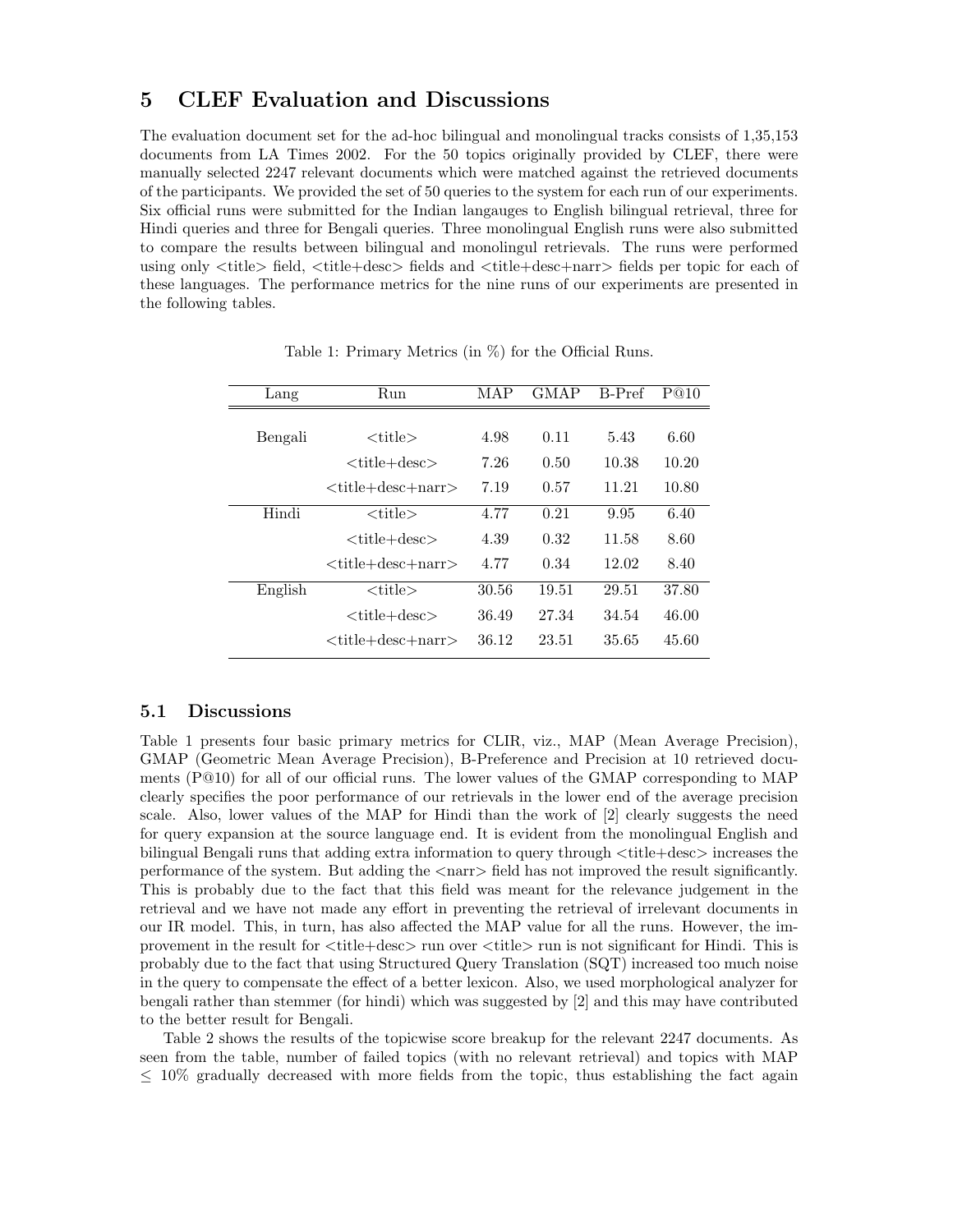## 5 CLEF Evaluation and Discussions

The evaluation document set for the ad-hoc bilingual and monolingual tracks consists of 1,35,153 documents from LA Times 2002. For the 50 topics originally provided by CLEF, there were manually selected 2247 relevant documents which were matched against the retrieved documents of the participants. We provided the set of 50 queries to the system for each run of our experiments. Six official runs were submitted for the Indian langauges to English bilingual retrieval, three for Hindi queries and three for Bengali queries. Three monolingual English runs were also submitted to compare the results between bilingual and monolingul retrievals. The runs were performed using only <title> field, <title+desc> fields and <title+desc+narr> fields per topic for each of these languages. The performance metrics for the nine runs of our experiments are presented in the following tables.

Table 1: Primary Metrics (in %) for the Official Runs.

| Lang | Run | MAP | GMAP | B-Pref | P@10 |
|---|---|---|---|---|---|
| Bengali | <title> | 4.98 | 0.11 | 5.43 | 6.60 |
| | <title+desc> | 7.26 | 0.50 | 10.38 | 10.20 |
| | <title+desc+narr> | 7.19 | 0.57 | 11.21 | 10.80 |
| Hindi | <title> | 4.77 | 0.21 | 9.95 | 6.40 |
| | <title+desc> | 4.39 | 0.32 | 11.58 | 8.60 |
| | <title+desc+narr> | 4.77 | 0.34 | 12.02 | 8.40 |
| English | <title> | 30.56 | 19.51 | 29.51 | 37.80 |
| | <title+desc> | 36.49 | 27.34 | 34.54 | 46.00 |
| | <title+desc+narr> | 36.12 | 23.51 | 35.65 | 45.60 |

### 5.1 Discussions

Table 1 presents four basic primary metrics for CLIR, viz., MAP (Mean Average Precision), GMAP (Geometric Mean Average Precision), B-Preference and Precision at 10 retrieved documents (P@10) for all of our official runs. The lower values of the GMAP corresponding to MAP clearly specifies the poor performance of our retrievals in the lower end of the average precision scale. Also, lower values of the MAP for Hindi than the work of [2] clearly suggests the need for query expansion at the source language end. It is evident from the monolingual English and bilingual Bengali runs that adding extra information to query through <title+desc> increases the performance of the system. But adding the <narr> field has not improved the result significantly. This is probably due to the fact that this field was meant for the relevance judgement in the retrieval and we have not made any effort in preventing the retrieval of irrelevant documents in our IR model. This, in turn, has also affected the MAP value for all the runs. However, the improvement in the result for <title+desc> run over <title> run is not significant for Hindi. This is probably due to the fact that using Structured Query Translation (SQT) increased too much noise in the query to compensate the effect of a better lexicon. Also, we used morphological analyzer for bengali rather than stemmer (for hindi) which was suggested by [2] and this may have contributed to the better result for Bengali.

Table 2 shows the results of the topicwise score breakup for the relevant 2247 documents. As seen from the table, number of failed topics (with no relevant retrieval) and topics with MAP $\leq$ 10% gradually decreased with more fields from the topic, thus establishing the fact again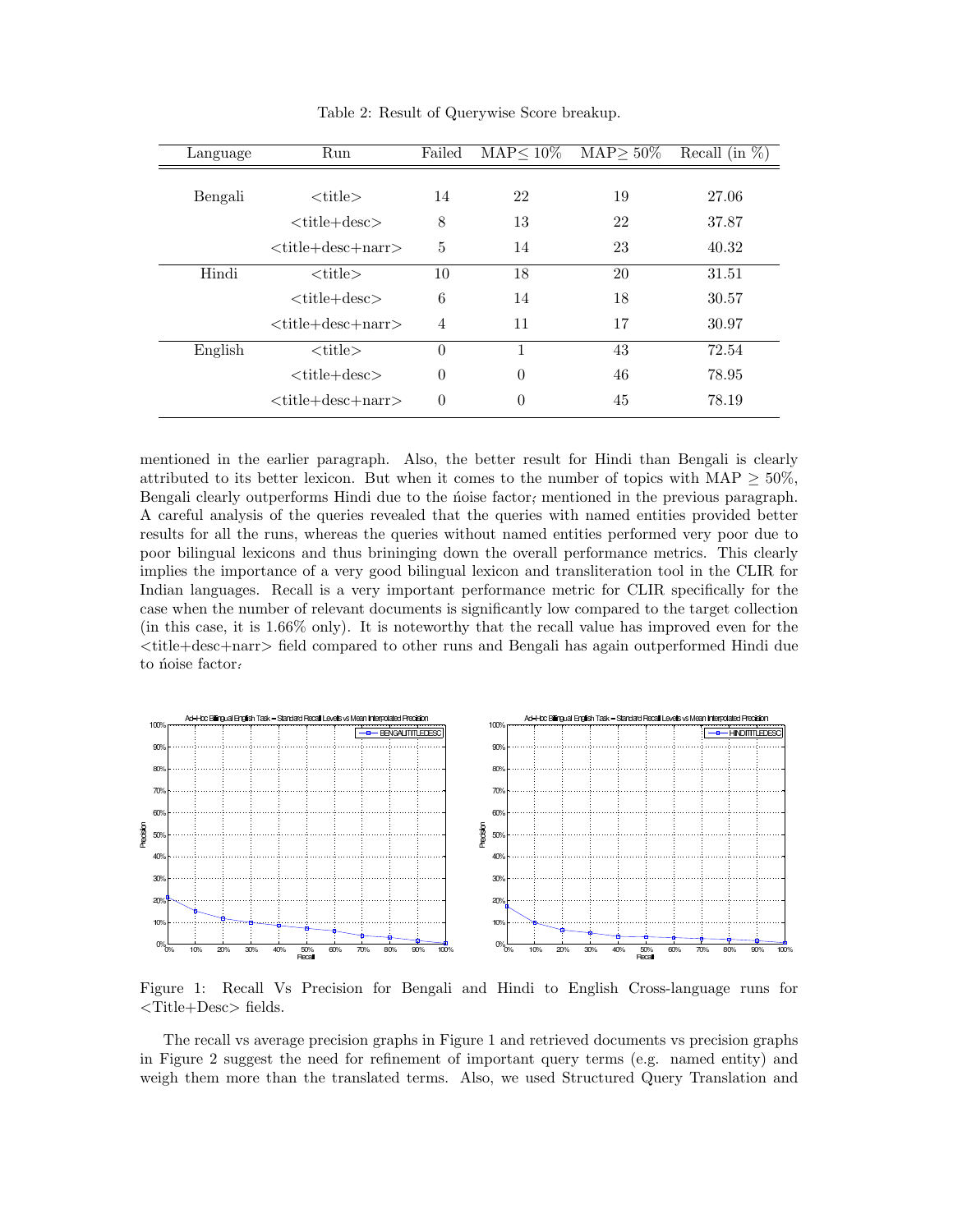Table 2: Result of Querywise Score breakup.

| Language | Run | Failed | MAP$\leq$ 10% | MAP$\geq$ 50% | Recall (in %) |
|---|---|---|---|---|---|
| Bengali | <title> | 14 | 22 | 19 | 27.06 |
| | <title+desc> | 8 | 13 | 22 | 37.87 |
| | <title+desc+narr> | 5 | 14 | 23 | 40.32 |
| Hindi | <title> | 10 | 18 | 20 | 31.51 |
| | <title+desc> | 6 | 14 | 18 | 30.57 |
| | <title+desc+narr> | 4 | 11 | 17 | 30.97 |
| English | <title> | 0 | 1 | 43 | 72.54 |
| | <title+desc> | 0 | 0 | 46 | 78.95 |
| | <title+desc+narr> | 0 | 0 | 45 | 78.19 |

mentioned in the earlier paragraph. Also, the better result for Hindi than Bengali is clearly attributed to its better lexicon. But when it comes to the number of topics with MAP $\geq$ 50%, Bengali clearly outperforms Hindi due to the ńoise factor, mentioned in the previous paragraph. A careful analysis of the queries revealed that the queries with named entities provided better results for all the runs, whereas the queries without named entities performed very poor due to poor bilingual lexicons and thus brininging down the overall performance metrics. This clearly implies the importance of a very good bilingual lexicon and transliteration tool in the CLIR for Indian languages. Recall is a very important performance metric for CLIR specifically for the case when the number of relevant documents is significantly low compared to the target collection (in this case, it is 1.66% only). It is noteworthy that the recall value has improved even for the <title+desc+narr> field compared to other runs and Bengali has again outperformed Hindi due to ńoise factor,

Figure 1: Recall Vs Precision for Bengali and Hindi to English Cross-language runs for <Title+Desc> fields.

The recall vs average precision graphs in Figure 1 and retrieved documents vs precision graphs in Figure 2 suggest the need for refinement of important query terms (e.g. named entity) and weigh them more than the translated terms. Also, we used Structured Query Translation and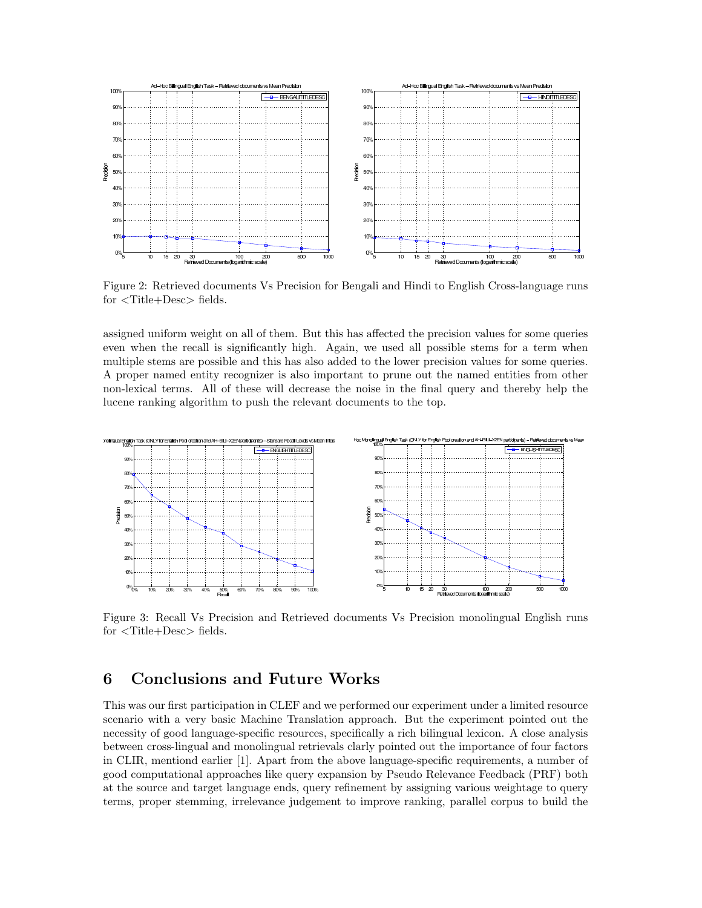Figure 2: Retrieved documents Vs Precision for Bengali and Hindi to English Cross-language runs for <Title+Desc> fields.

assigned uniform weight on all of them. But this has affected the precision values for some queries even when the recall is significantly high. Again, we used all possible stems for a term when multiple stems are possible and this has also added to the lower precision values for some queries. A proper named entity recognizer is also important to prune out the named entities from other non-lexical terms. All of these will decrease the noise in the final query and thereby help the lucene ranking algorithm to push the relevant documents to the top.

Figure 3: Recall Vs Precision and Retrieved documents Vs Precision monolingual English runs for <Title+Desc> fields.

# 6 Conclusions and Future Works

This was our first participation in CLEF and we performed our experiment under a limited resource scenario with a very basic Machine Translation approach. But the experiment pointed out the necessity of good language-specific resources, specifically a rich bilingual lexicon. A close analysis between cross-lingual and monolingual retrievals clarly pointed out the importance of four factors in CLIR, mentiond earlier [1]. Apart from the above language-specific requirements, a number of good computational approaches like query expansion by Pseudo Relevance Feedback (PRF) both at the source and target language ends, query refinement by assigning various weightage to query terms, proper stemming, irrelevance judgement to improve ranking, parallel corpus to build the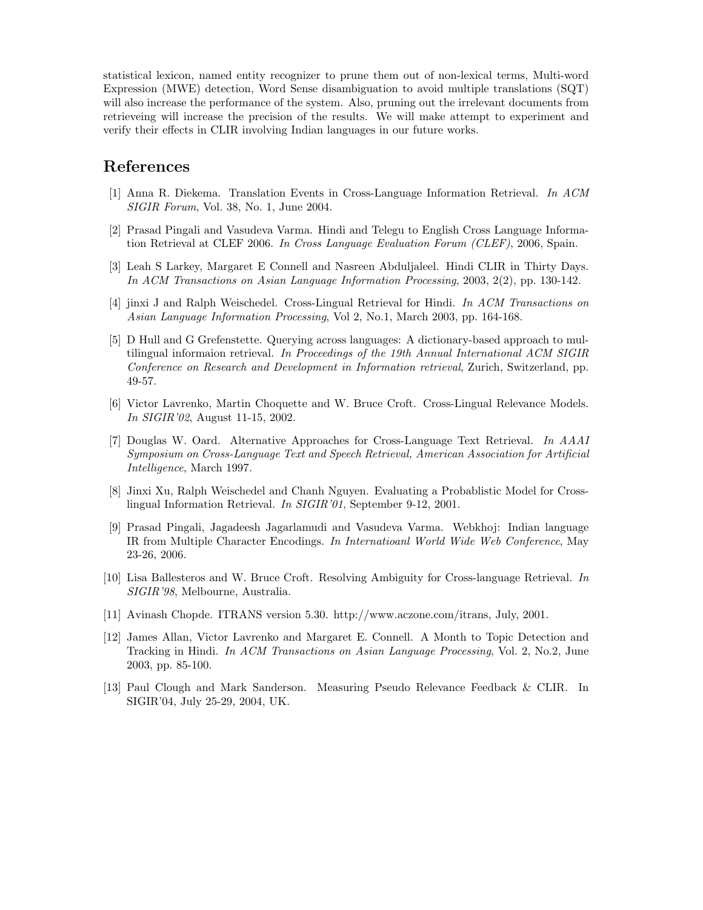statistical lexicon, named entity recognizer to prune them out of non-lexical terms, Multi-word Expression (MWE) detection, Word Sense disambiguation to avoid multiple translations (SQT) will also increase the performance of the system. Also, pruning out the irrelevant documents from retrieveing will increase the precision of the results. We will make attempt to experiment and verify their effects in CLIR involving Indian languages in our future works.

## References

[1] Anna R. Diekema. Translation Events in Cross-Language Information Retrieval. *In ACM SIGIR Forum*, Vol. 38, No. 1, June 2004.

[2] Prasad Pingali and Vasudeva Varma. Hindi and Telegu to English Cross Language Information Retrieval at CLEF 2006. *In Cross Language Evaluation Forum (CLEF)*, 2006, Spain.

[3] Leah S Larkey, Margaret E Connell and Nasreen Abduljaleel. Hindi CLIR in Thirty Days. *In ACM Transactions on Asian Language Information Processing*, 2003, 2(2), pp. 130-142.

[4] jinxi J and Ralph Weischedel. Cross-Lingual Retrieval for Hindi. *In ACM Transactions on Asian Language Information Processing*, Vol 2, No.1, March 2003, pp. 164-168.

[5] D Hull and G Grefenstette. Querying across languages: A dictionary-based approach to multilingual informaion retrieval. *In Proceedings of the 19th Annual International ACM SIGIR Conference on Research and Development in Information retrieval*, Zurich, Switzerland, pp. 49-57.

[6] Victor Lavrenko, Martin Choquette and W. Bruce Croft. Cross-Lingual Relevance Models. *In SIGIR'02*, August 11-15, 2002.

[7] Douglas W. Oard. Alternative Approaches for Cross-Language Text Retrieval. *In AAAI Symposium on Cross-Language Text and Speech Retrieval, American Association for Artificial Intelligence*, March 1997.

[8] Jinxi Xu, Ralph Weischedel and Chanh Nguyen. Evaluating a Probablistic Model for Cross-lingual Information Retrieval. *In SIGIR'01*, September 9-12, 2001.

[9] Prasad Pingali, Jagadeesh Jagarlamudi and Vasudeva Varma. Webkhoj: Indian language IR from Multiple Character Encodings. *In Internatioanl World Wide Web Conference*, May 23-26, 2006.

[10] Lisa Ballesteros and W. Bruce Croft. Resolving Ambiguity for Cross-language Retrieval. *In SIGIR'98*, Melbourne, Australia.

[11] Avinash Chopde. ITRANS version 5.30. http://www.aczone.com/itrans, July, 2001.

[12] James Allan, Victor Lavrenko and Margaret E. Connell. A Month to Topic Detection and Tracking in Hindi. *In ACM Transactions on Asian Language Processing*, Vol. 2, No.2, June 2003, pp. 85-100.

[13] Paul Clough and Mark Sanderson. Measuring Pseudo Relevance Feedback & CLIR. In SIGIR'04, July 25-29, 2004, UK.